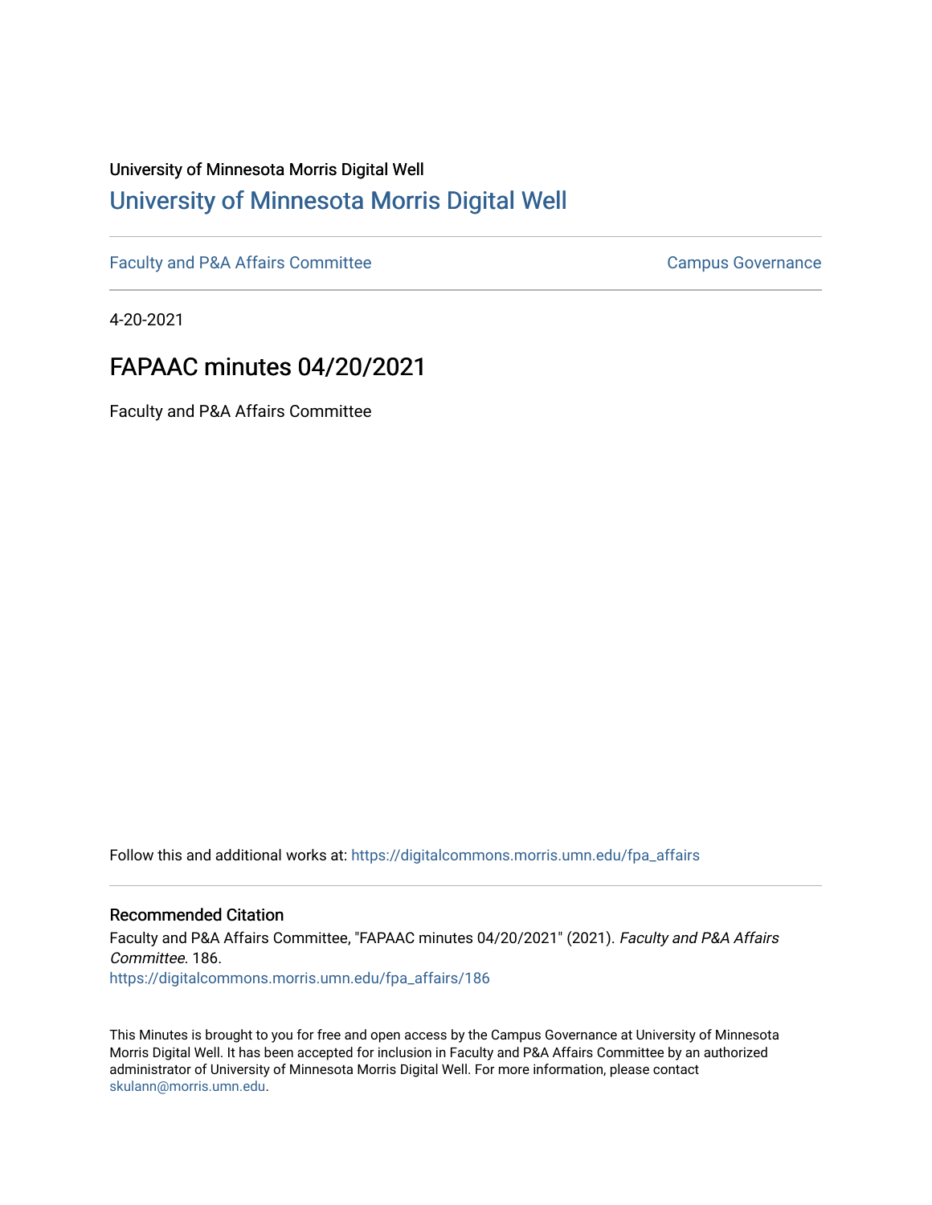University of Minnesota Morris Digital Well

# University of Minnesota Morris Digital Well

Faculty and P&A Affairs Committee — Campus Governance

4-20-2021

## FAPAAC minutes 04/20/2021

Faculty and P&A Affairs Committee

Follow this and additional works at: https://digitalcommons.morris.umn.edu/fpa_affairs

### Recommended Citation

Faculty and P&A Affairs Committee, "FAPAAC minutes 04/20/2021" (2021). *Faculty and P&A Affairs Committee*. 186.
https://digitalcommons.morris.umn.edu/fpa_affairs/186

This Minutes is brought to you for free and open access by the Campus Governance at University of Minnesota Morris Digital Well. It has been accepted for inclusion in Faculty and P&A Affairs Committee by an authorized administrator of University of Minnesota Morris Digital Well. For more information, please contact skulann@morris.umn.edu.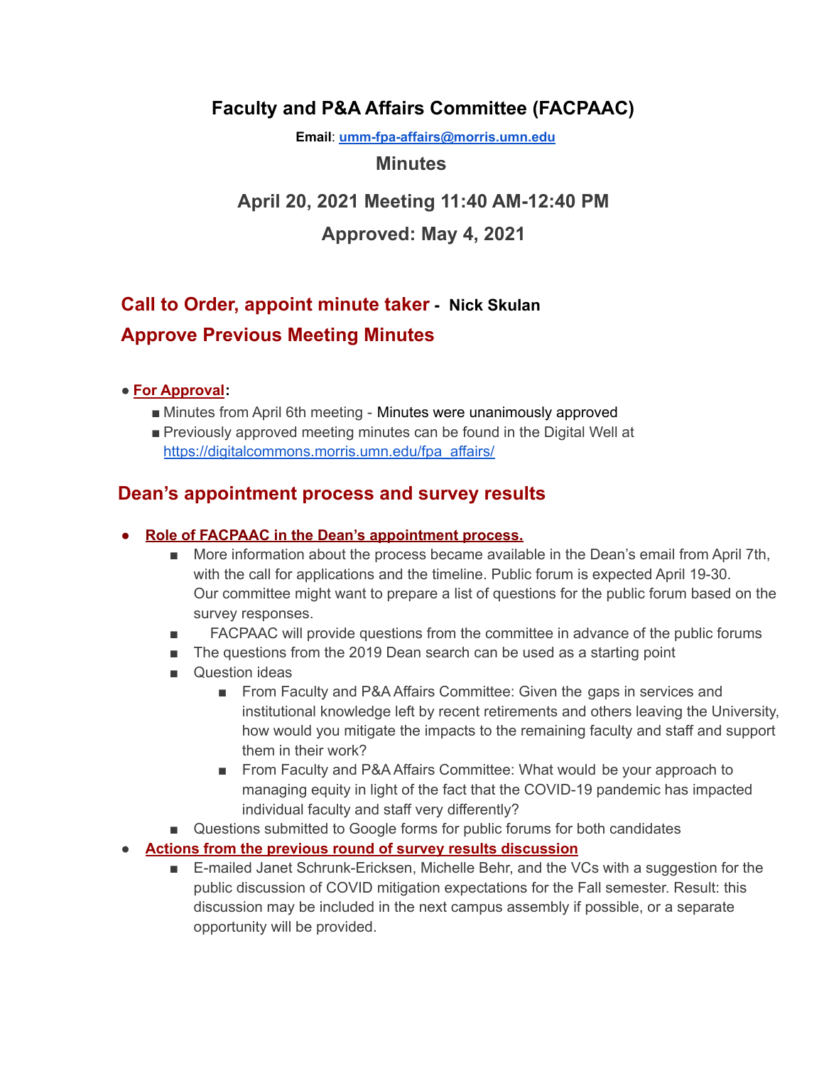# Faculty and P&A Affairs Committee (FACPAAC)

**Email**: [umm-fpa-affairs@morris.umn.edu](mailto:umm-fpa-affairs@morris.umn.edu)

## Minutes

## April 20, 2021 Meeting 11:40 AM-12:40 PM

## Approved: May 4, 2021

## Call to Order, appoint minute taker - Nick Skulan

## Approve Previous Meeting Minutes

- **For Approval:**
  - Minutes from April 6th meeting - Minutes were unanimously approved
  - Previously approved meeting minutes can be found in the Digital Well at https://digitalcommons.morris.umn.edu/fpa_affairs/

## Dean's appointment process and survey results

- **Role of FACPAAC in the Dean's appointment process.**
  - More information about the process became available in the Dean's email from April 7th, with the call for applications and the timeline. Public forum is expected April 19-30. Our committee might want to prepare a list of questions for the public forum based on the survey responses.
  - FACPAAC will provide questions from the committee in advance of the public forums
  - The questions from the 2019 Dean search can be used as a starting point
  - Question ideas
    - From Faculty and P&A Affairs Committee: Given the gaps in services and institutional knowledge left by recent retirements and others leaving the University, how would you mitigate the impacts to the remaining faculty and staff and support them in their work?
    - From Faculty and P&A Affairs Committee: What would be your approach to managing equity in light of the fact that the COVID-19 pandemic has impacted individual faculty and staff very differently?
  - Questions submitted to Google forms for public forums for both candidates
- **Actions from the previous round of survey results discussion**
  - E-mailed Janet Schrunk-Ericksen, Michelle Behr, and the VCs with a suggestion for the public discussion of COVID mitigation expectations for the Fall semester. Result: this discussion may be included in the next campus assembly if possible, or a separate opportunity will be provided.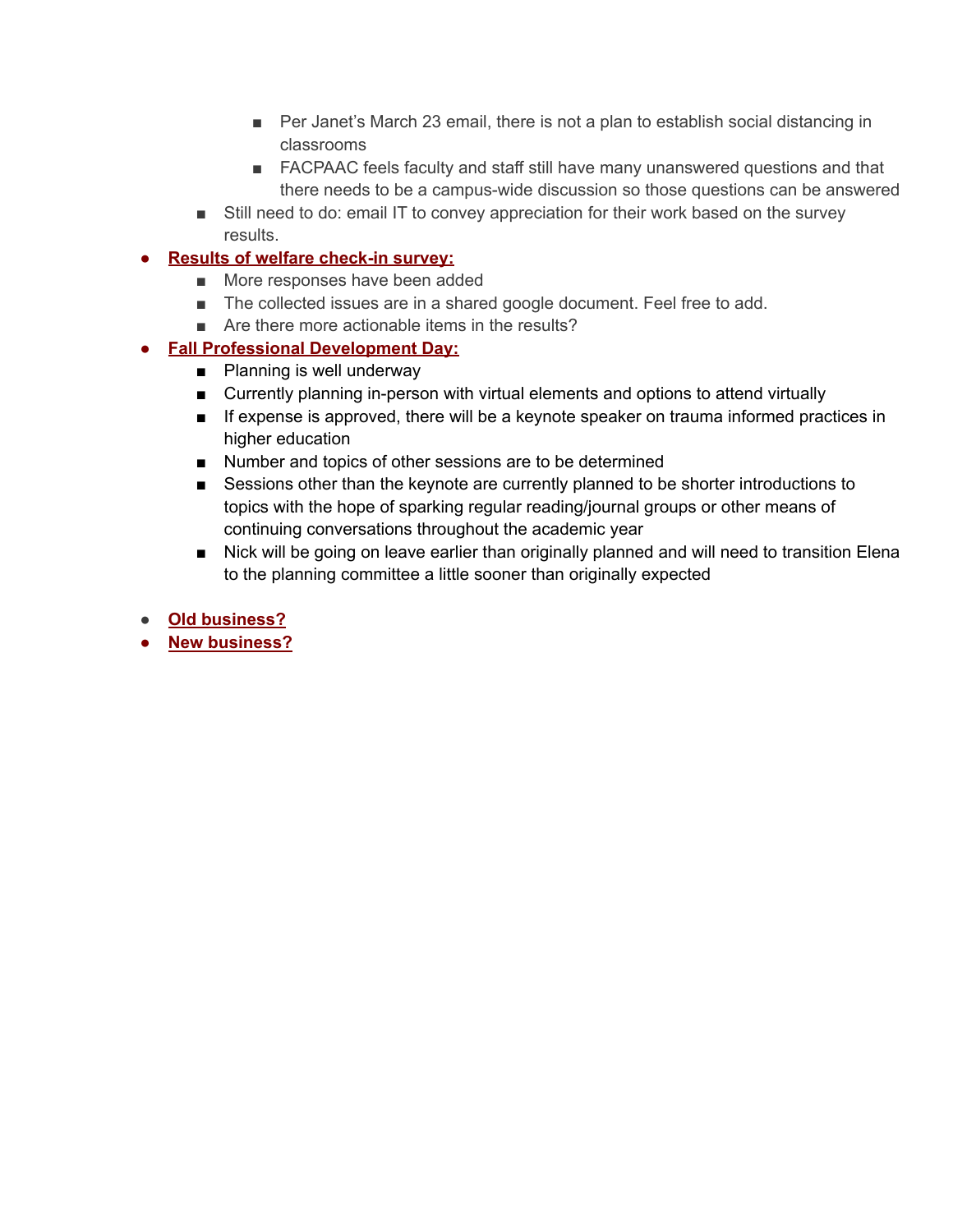- Per Janet's March 23 email, there is not a plan to establish social distancing in classrooms
        - FACPAAC feels faculty and staff still have many unanswered questions and that there needs to be a campus-wide discussion so those questions can be answered
    - Still need to do: email IT to convey appreciation for their work based on the survey results.
- **Results of welfare check-in survey:**
    - More responses have been added
    - The collected issues are in a shared google document. Feel free to add.
    - Are there more actionable items in the results?
- **Fall Professional Development Day:**
    - Planning is well underway
    - Currently planning in-person with virtual elements and options to attend virtually
    - If expense is approved, there will be a keynote speaker on trauma informed practices in higher education
    - Number and topics of other sessions are to be determined
    - Sessions other than the keynote are currently planned to be shorter introductions to topics with the hope of sparking regular reading/journal groups or other means of continuing conversations throughout the academic year
    - Nick will be going on leave earlier than originally planned and will need to transition Elena to the planning committee a little sooner than originally expected

- **Old business?**
- **New business?**